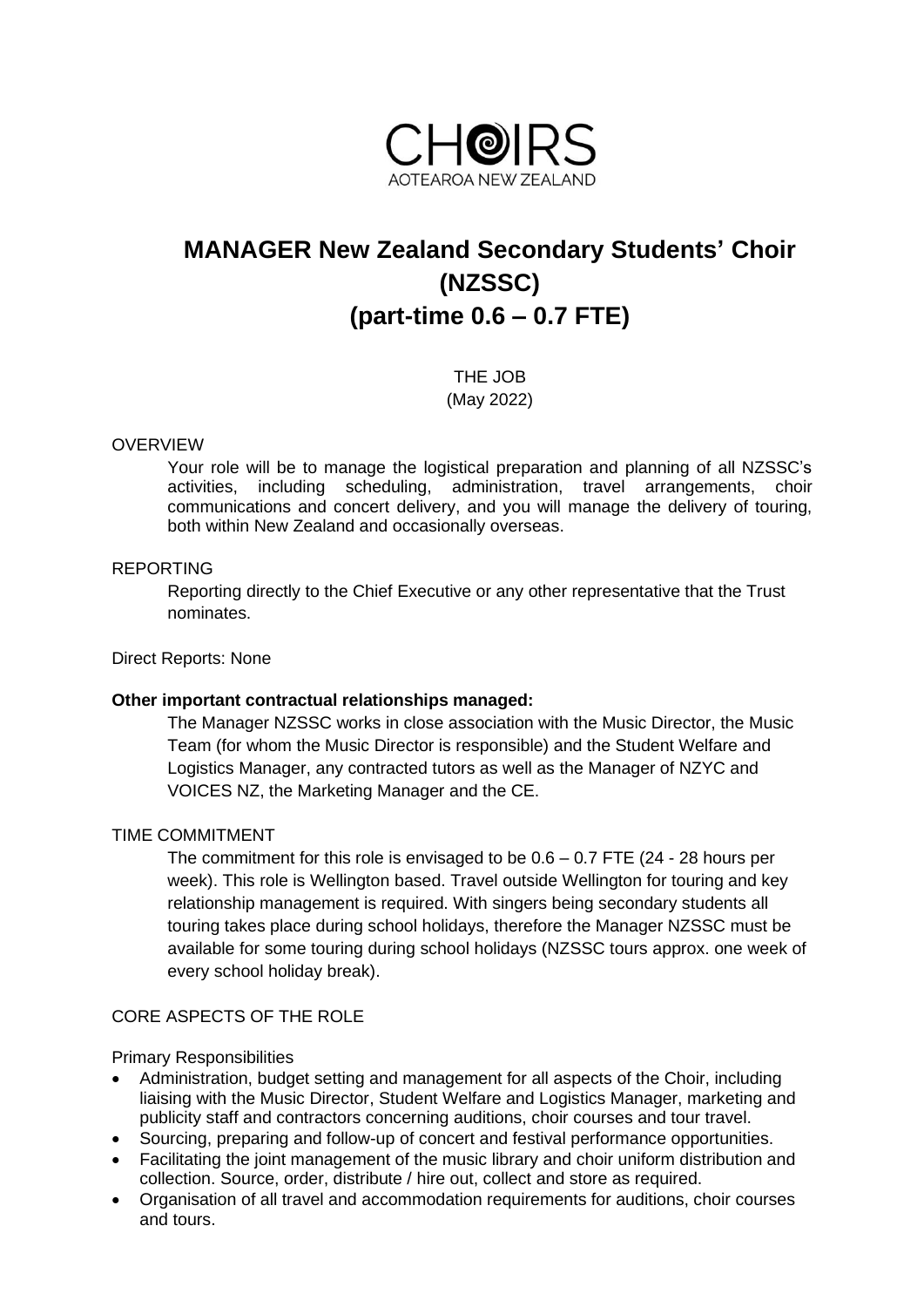CHOIRS
AOTEAROA NEW ZEALAND

# MANAGER New Zealand Secondary Students' Choir (NZSSC) (part-time 0.6 – 0.7 FTE)

THE JOB
(May 2022)

OVERVIEW

Your role will be to manage the logistical preparation and planning of all NZSSC's activities, including scheduling, administration, travel arrangements, choir communications and concert delivery, and you will manage the delivery of touring, both within New Zealand and occasionally overseas.

REPORTING

Reporting directly to the Chief Executive or any other representative that the Trust nominates.

Direct Reports: None

**Other important contractual relationships managed:**

The Manager NZSSC works in close association with the Music Director, the Music Team (for whom the Music Director is responsible) and the Student Welfare and Logistics Manager, any contracted tutors as well as the Manager of NZYC and VOICES NZ, the Marketing Manager and the CE.

TIME COMMITMENT

The commitment for this role is envisaged to be 0.6 – 0.7 FTE (24 - 28 hours per week). This role is Wellington based. Travel outside Wellington for touring and key relationship management is required. With singers being secondary students all touring takes place during school holidays, therefore the Manager NZSSC must be available for some touring during school holidays (NZSSC tours approx. one week of every school holiday break).

CORE ASPECTS OF THE ROLE

Primary Responsibilities

- Administration, budget setting and management for all aspects of the Choir, including liaising with the Music Director, Student Welfare and Logistics Manager, marketing and publicity staff and contractors concerning auditions, choir courses and tour travel.
- Sourcing, preparing and follow-up of concert and festival performance opportunities.
- Facilitating the joint management of the music library and choir uniform distribution and collection. Source, order, distribute / hire out, collect and store as required.
- Organisation of all travel and accommodation requirements for auditions, choir courses and tours.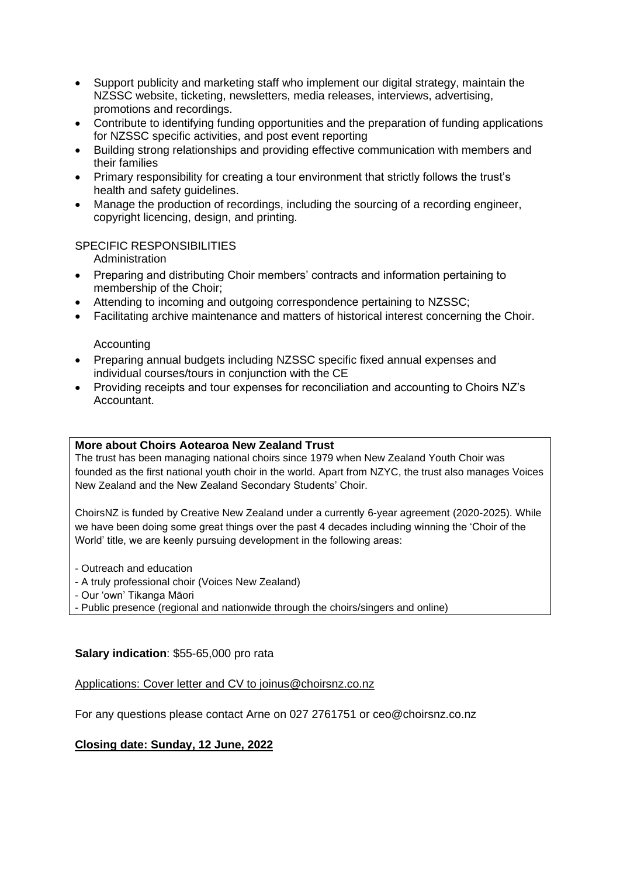- Support publicity and marketing staff who implement our digital strategy, maintain the NZSSC website, ticketing, newsletters, media releases, interviews, advertising, promotions and recordings.
- Contribute to identifying funding opportunities and the preparation of funding applications for NZSSC specific activities, and post event reporting
- Building strong relationships and providing effective communication with members and their families
- Primary responsibility for creating a tour environment that strictly follows the trust's health and safety guidelines.
- Manage the production of recordings, including the sourcing of a recording engineer, copyright licencing, design, and printing.

SPECIFIC RESPONSIBILITIES

Administration

- Preparing and distributing Choir members' contracts and information pertaining to membership of the Choir;
- Attending to incoming and outgoing correspondence pertaining to NZSSC;
- Facilitating archive maintenance and matters of historical interest concerning the Choir.

Accounting

- Preparing annual budgets including NZSSC specific fixed annual expenses and individual courses/tours in conjunction with the CE
- Providing receipts and tour expenses for reconciliation and accounting to Choirs NZ's Accountant.

**More about Choirs Aotearoa New Zealand Trust**

The trust has been managing national choirs since 1979 when New Zealand Youth Choir was founded as the first national youth choir in the world. Apart from NZYC, the trust also manages Voices New Zealand and the New Zealand Secondary Students' Choir.

ChoirsNZ is funded by Creative New Zealand under a currently 6-year agreement (2020-2025). While we have been doing some great things over the past 4 decades including winning the 'Choir of the World' title, we are keenly pursuing development in the following areas:

- Outreach and education
- A truly professional choir (Voices New Zealand)
- Our 'own' Tikanga Māori
- Public presence (regional and nationwide through the choirs/singers and online)

**Salary indication**: $55-65,000 pro rata

Applications: Cover letter and CV to joinus@choirsnz.co.nz

For any questions please contact Arne on 027 2761751 or ceo@choirsnz.co.nz

**Closing date: Sunday, 12 June, 2022**